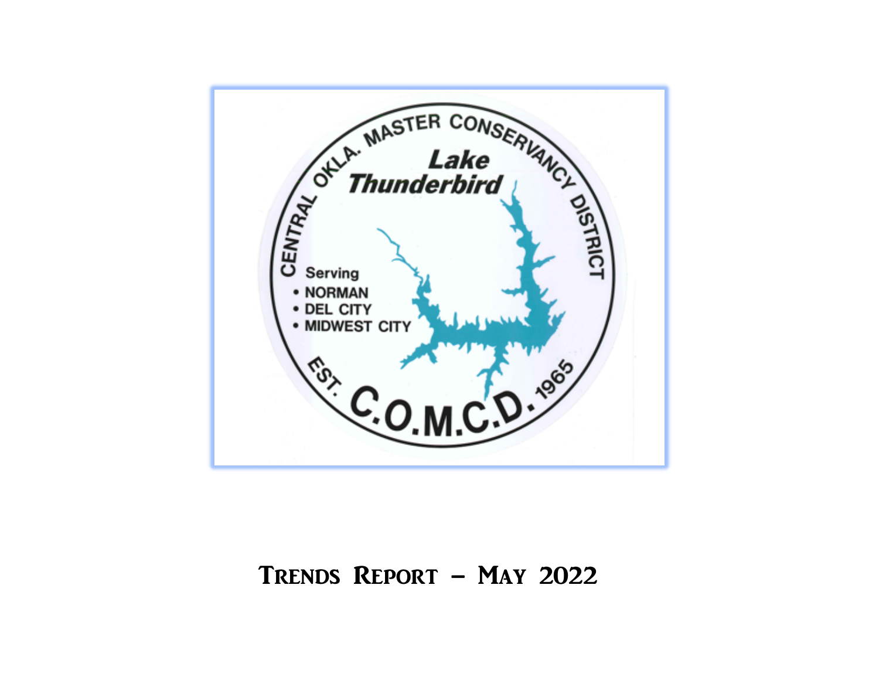CENTRAL OKLA. MASTER CONSERVANCY DISTRICT

Lake Thunderbird

Serving
- NORMAN
- DEL CITY
- MIDWEST CITY

EST. C.O.M.C.D. 1965

# Trends Report – May 2022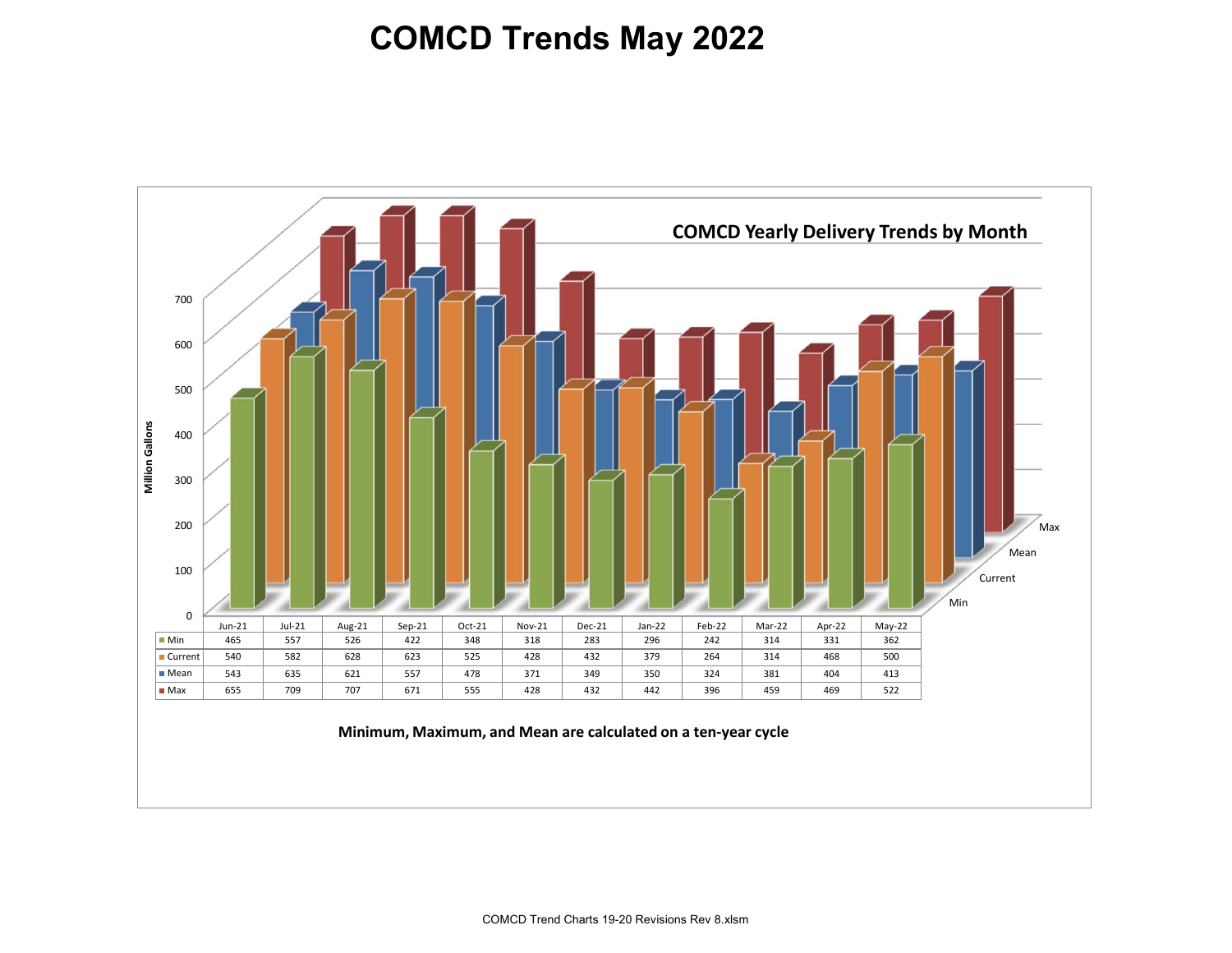# COMCD Trends May 2022

## COMCD Yearly Delivery Trends by Month

Million Gallons

| | Jun-21 | Jul-21 | Aug-21 | Sep-21 | Oct-21 | Nov-21 | Dec-21 | Jan-22 | Feb-22 | Mar-22 | Apr-22 | May-22 |
|---|---|---|---|---|---|---|---|---|---|---|---|---|
| Min | 465 | 557 | 526 | 422 | 348 | 318 | 283 | 296 | 242 | 314 | 331 | 362 |
| Current | 540 | 582 | 628 | 623 | 525 | 428 | 432 | 379 | 264 | 314 | 468 | 500 |
| Mean | 543 | 635 | 621 | 557 | 478 | 371 | 349 | 350 | 324 | 381 | 404 | 413 |
| Max | 655 | 709 | 707 | 671 | 555 | 428 | 432 | 442 | 396 | 459 | 469 | 522 |

**Minimum, Maximum, and Mean are calculated on a ten-year cycle**

COMCD Trend Charts 19-20 Revisions Rev 8.xlsm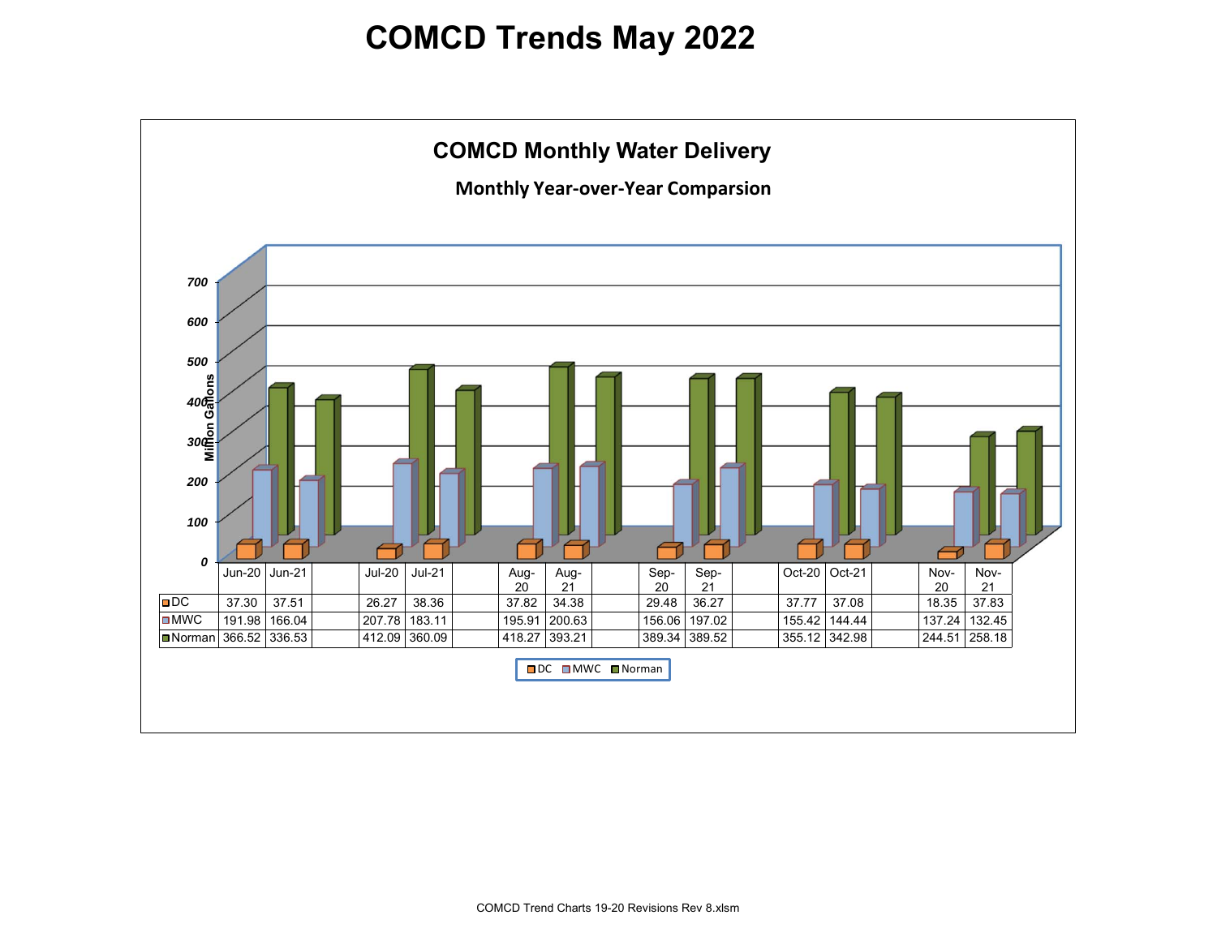# COMCD Trends May 2022

## COMCD Monthly Water Delivery

### Monthly Year-over-Year Comparsion

Million Gallons

| | Jun-20 | Jun-21 | | Jul-20 | Jul-21 | | Aug-20 | Aug-21 | | Sep-20 | Sep-21 | | Oct-20 | Oct-21 | | Nov-20 | Nov-21 |
|---|---|---|---|---|---|---|---|---|---|---|---|---|---|---|---|---|---|
| DC | 37.30 | 37.51 | | 26.27 | 38.36 | | 37.82 | 34.38 | | 29.48 | 36.27 | | 37.77 | 37.08 | | 18.35 | 37.83 |
| MWC | 191.98 | 166.04 | | 207.78 | 183.11 | | 195.91 | 200.63 | | 156.06 | 197.02 | | 155.42 | 144.44 | | 137.24 | 132.45 |
| Norman | 366.52 | 336.53 | | 412.09 | 360.09 | | 418.27 | 393.21 | | 389.34 | 389.52 | | 355.12 | 342.98 | | 244.51 | 258.18 |

COMCD Trend Charts 19-20 Revisions Rev 8.xlsm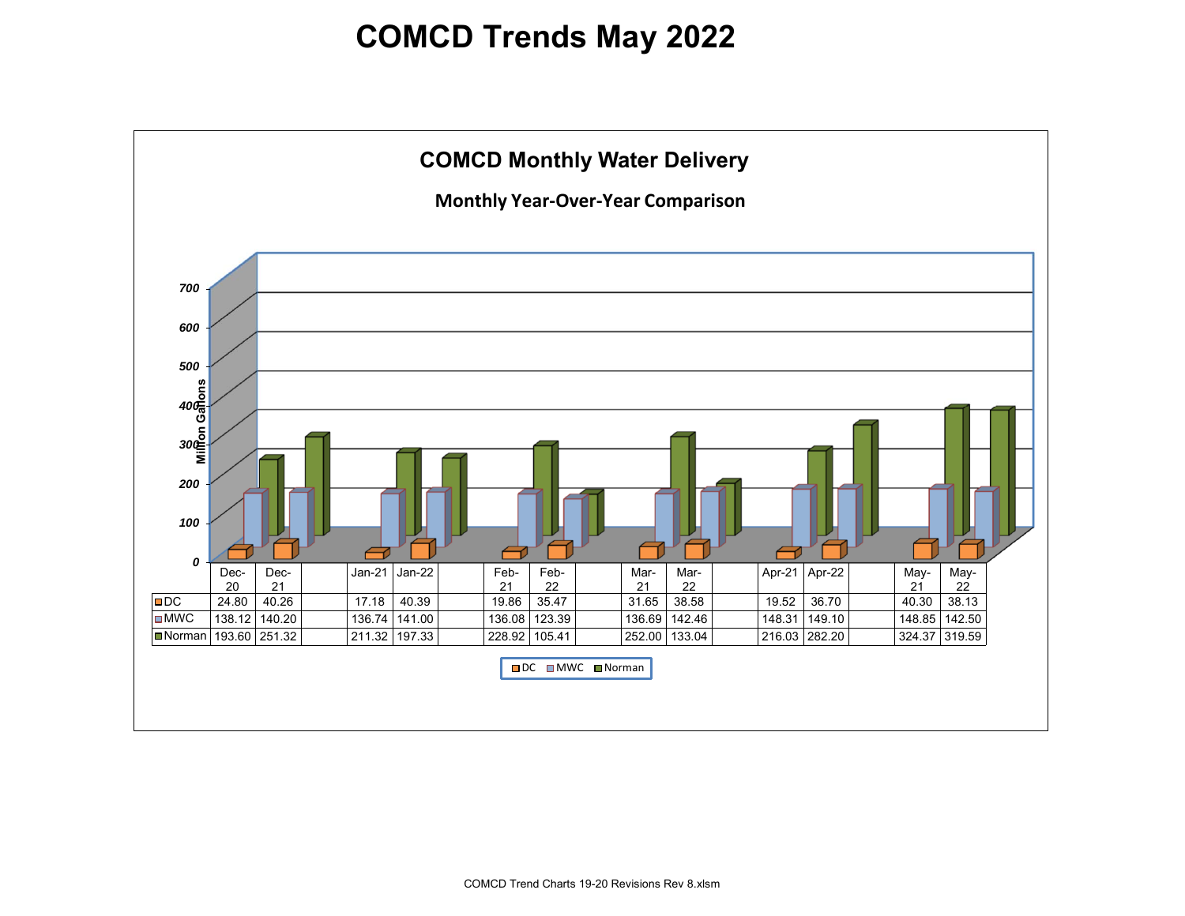# COMCD Trends May 2022

## COMCD Monthly Water Delivery

### Monthly Year-Over-Year Comparison

|  | Dec-20 | Dec-21 | Jan-21 | Jan-22 | Feb-21 | Feb-22 | Mar-21 | Mar-22 | Apr-21 | Apr-22 | May-21 | May-22 |
|---|---|---|---|---|---|---|---|---|---|---|---|---|
| DC | 24.80 | 40.26 | 17.18 | 40.39 | 19.86 | 35.47 | 31.65 | 38.58 | 19.52 | 36.70 | 40.30 | 38.13 |
| MWC | 138.12 | 140.20 | 136.74 | 141.00 | 136.08 | 123.39 | 136.69 | 142.46 | 148.31 | 149.10 | 148.85 | 142.50 |
| Norman | 193.60 | 251.32 | 211.32 | 197.33 | 228.92 | 105.41 | 252.00 | 133.04 | 216.03 | 282.20 | 324.37 | 319.59 |

Million Gallons

COMCD Trend Charts 19-20 Revisions Rev 8.xlsm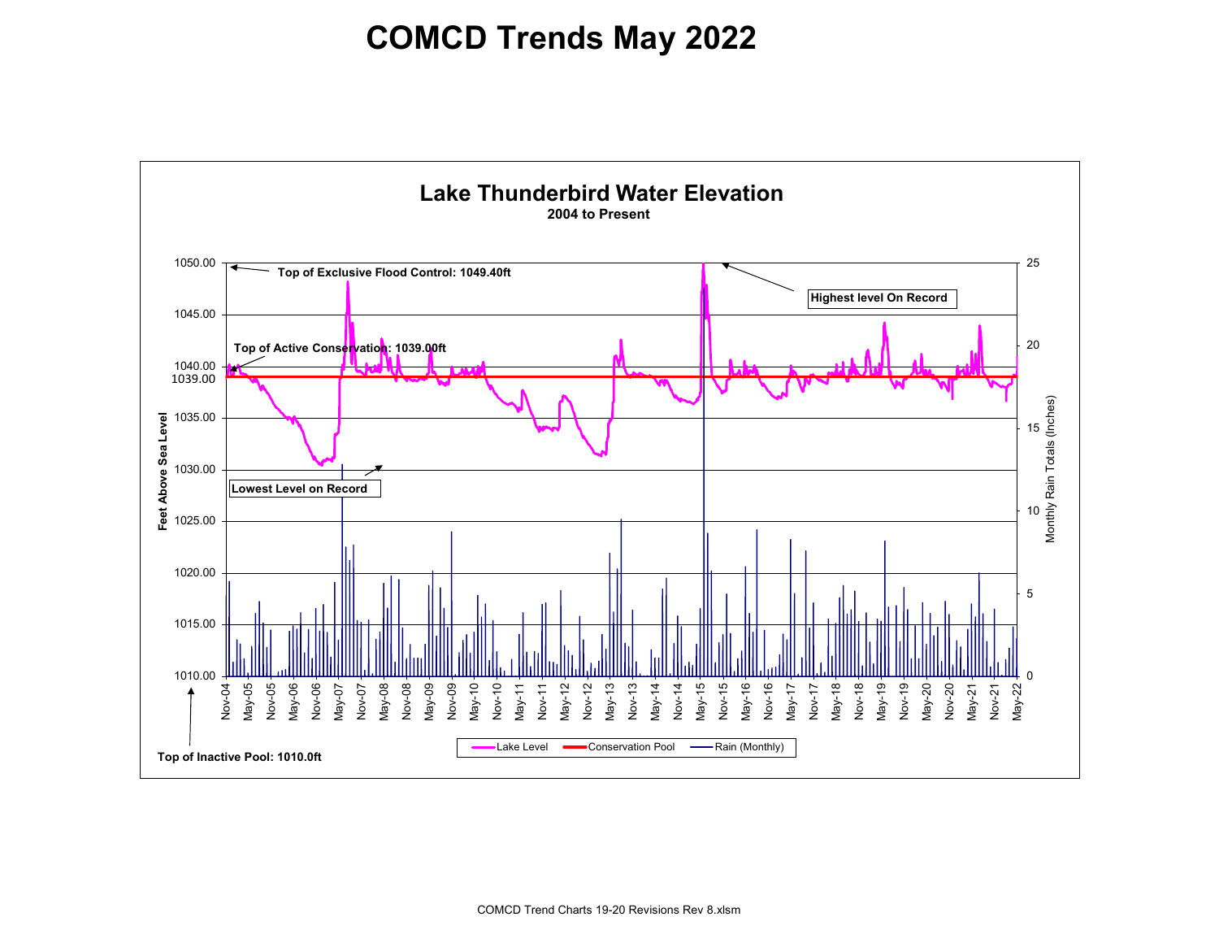# COMCD Trends May 2022

## Lake Thunderbird Water Elevation

**2004 to Present**

Feet Above Sea Level: 1010.00, 1015.00, 1020.00, 1025.00, 1030.00, 1035.00, 1039.00, 1040.00, 1045.00, 1050.00

Monthly Rain Totals (Inches): 0, 5, 10, 15, 20, 25

- **Top of Exclusive Flood Control: 1049.40ft**
- **Highest level On Record**
- **Top of Active Conservation: 1039.00ft**
- **Lowest Level on Record**
- **Top of Inactive Pool: 1010.0ft**

Nov-04, May-05, Nov-05, May-06, Nov-06, May-07, Nov-07, May-08, Nov-08, May-09, Nov-09, May-10, Nov-10, May-11, Nov-11, May-12, Nov-12, May-13, Nov-13, May-14, Nov-14, May-15, Nov-15, May-16, Nov-16, May-17, Nov-17, May-18, Nov-18, May-19, Nov-19, May-20, Nov-20, May-21, Nov-21, May-22

Lake Level | Conservation Pool | Rain (Monthly)

COMCD Trend Charts 19-20 Revisions Rev 8.xlsm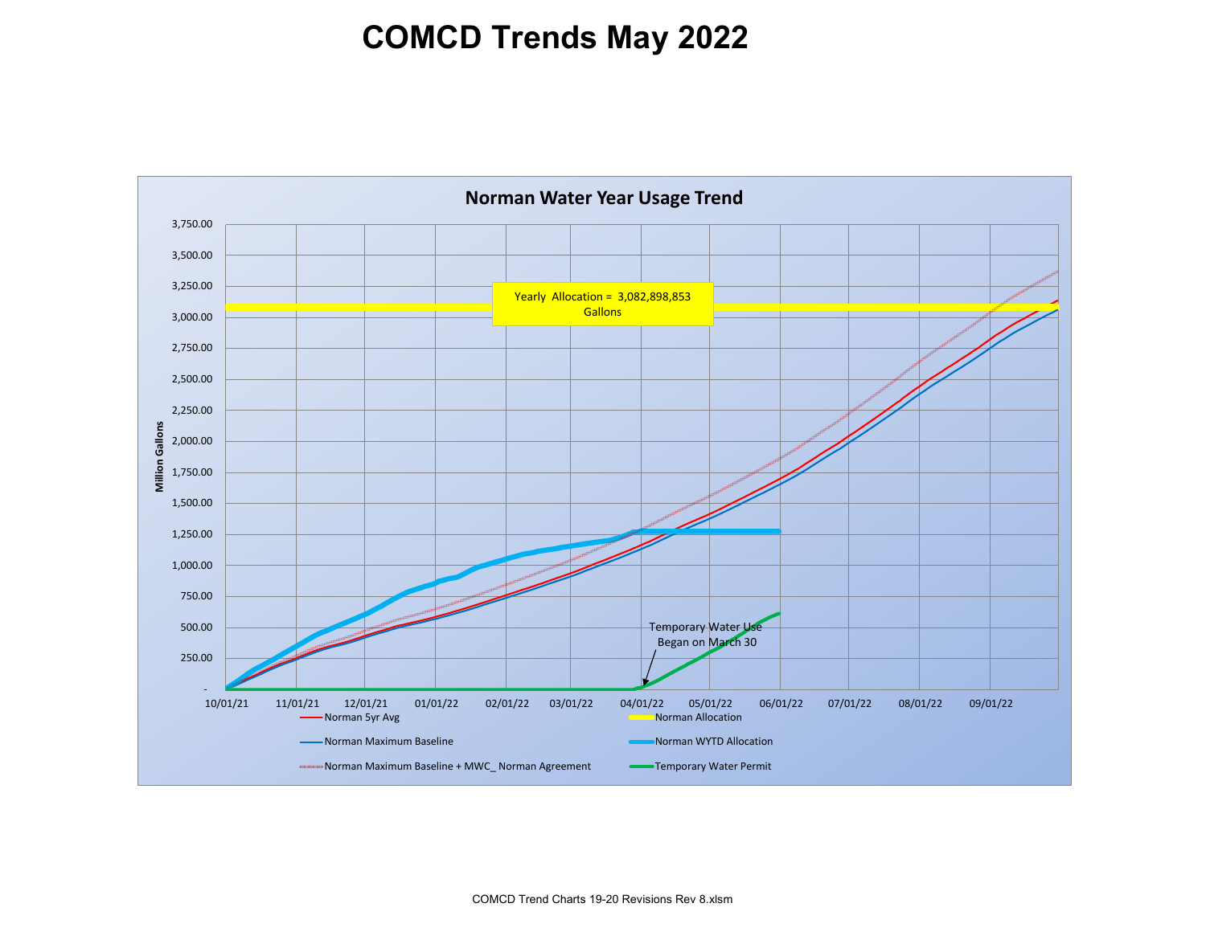# COMCD Trends May 2022

## Norman Water Year Usage Trend

Yearly Allocation = 3,082,898,853 Gallons

Million Gallons

3,750.00
3,500.00
3,250.00
3,000.00
2,750.00
2,500.00
2,250.00
2,000.00
1,750.00
1,500.00
1,250.00
1,000.00
750.00
500.00
250.00
-

10/01/21 11/01/21 12/01/21 01/01/22 02/01/22 03/01/22 04/01/22 05/01/22 06/01/22 07/01/22 08/01/22 09/01/22

Temporary Water Use Began on March 30

- Norman 5yr Avg
- Norman Allocation
- Norman Maximum Baseline
- Norman WYTD Allocation
- Norman Maximum Baseline + MWC_ Norman Agreement
- Temporary Water Permit

COMCD Trend Charts 19-20 Revisions Rev 8.xlsm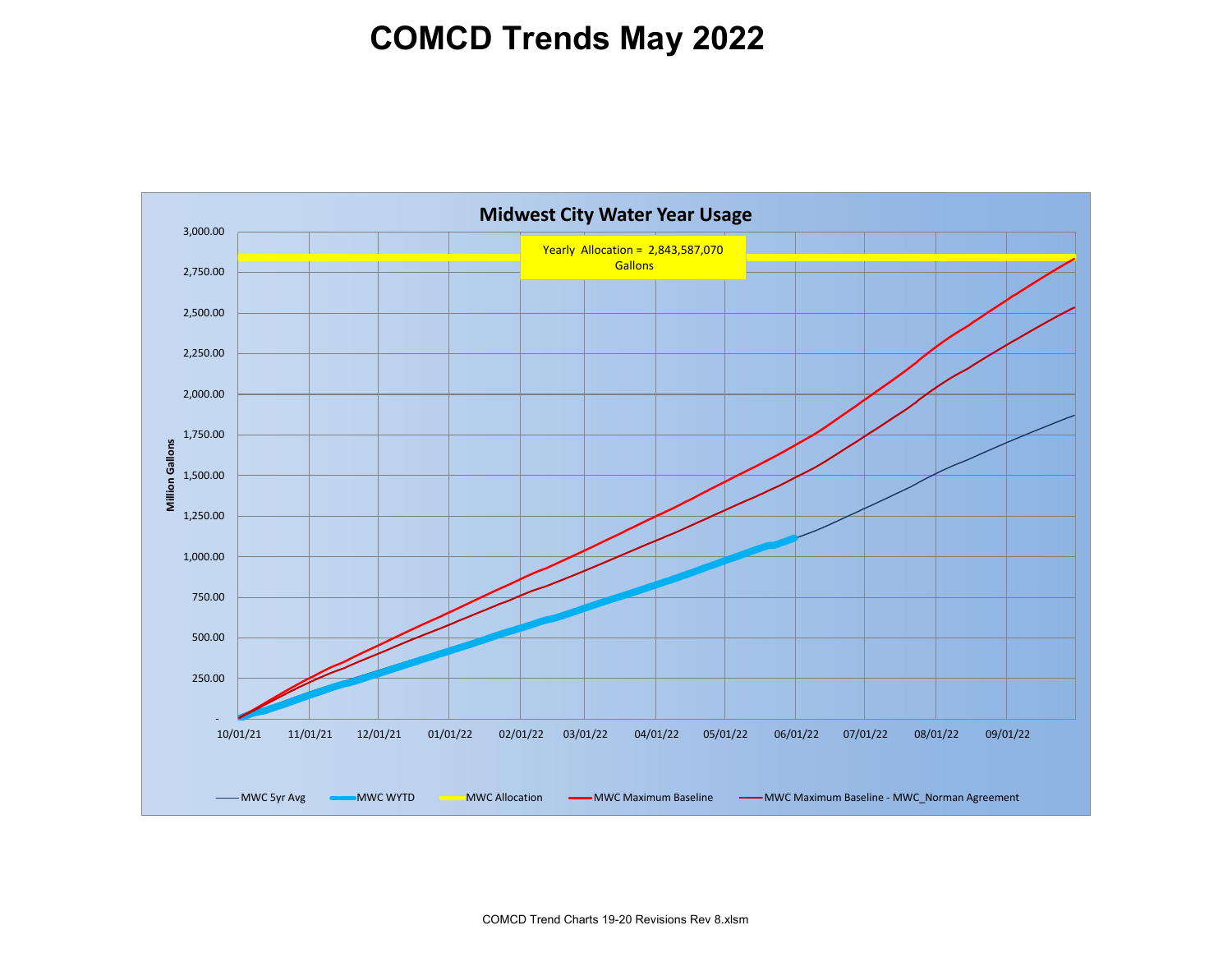# COMCD Trends May 2022

## Midwest City Water Year Usage

Yearly Allocation = 2,843,587,070 Gallons

Million Gallons

3,000.00
2,750.00
2,500.00
2,250.00
2,000.00
1,750.00
1,500.00
1,250.00
1,000.00
750.00
500.00
250.00
-

10/01/21 11/01/21 12/01/21 01/01/22 02/01/22 03/01/22 04/01/22 05/01/22 06/01/22 07/01/22 08/01/22 09/01/22

MWC 5yr Avg — MWC WYTD — MWC Allocation — MWC Maximum Baseline — MWC Maximum Baseline - MWC_Norman Agreement

COMCD Trend Charts 19-20 Revisions Rev 8.xlsm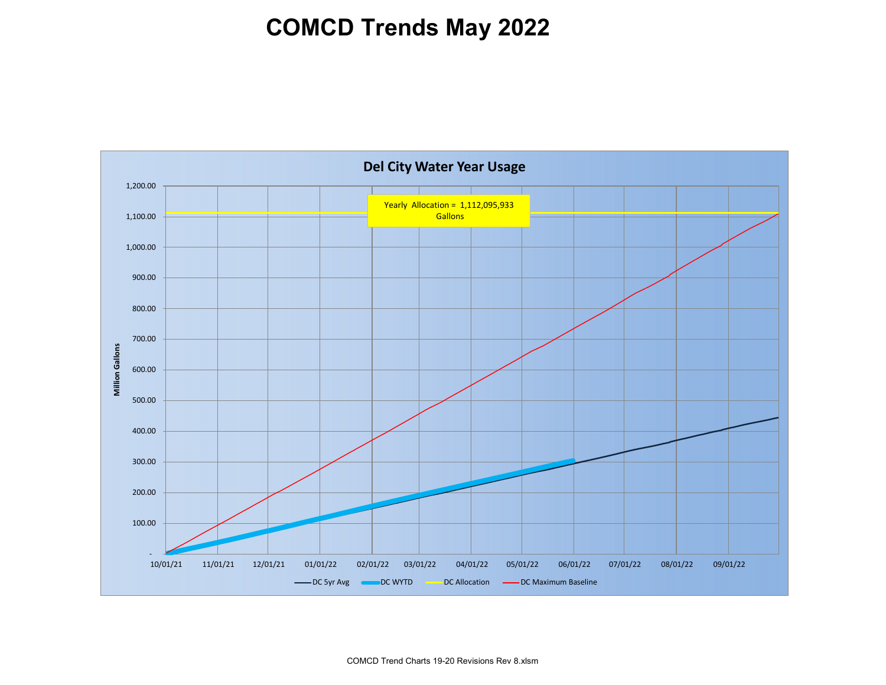# COMCD Trends May 2022

## Del City Water Year Usage

Yearly Allocation = 1,112,095,933 Gallons

Million Gallons

1,200.00
1,100.00
1,000.00
900.00
800.00
700.00
600.00
500.00
400.00
300.00
200.00
100.00
-

10/01/21 11/01/21 12/01/21 01/01/22 02/01/22 03/01/22 04/01/22 05/01/22 06/01/22 07/01/22 08/01/22 09/01/22

DC 5yr Avg — DC WYTD — DC Allocation — DC Maximum Baseline

COMCD Trend Charts 19-20 Revisions Rev 8.xlsm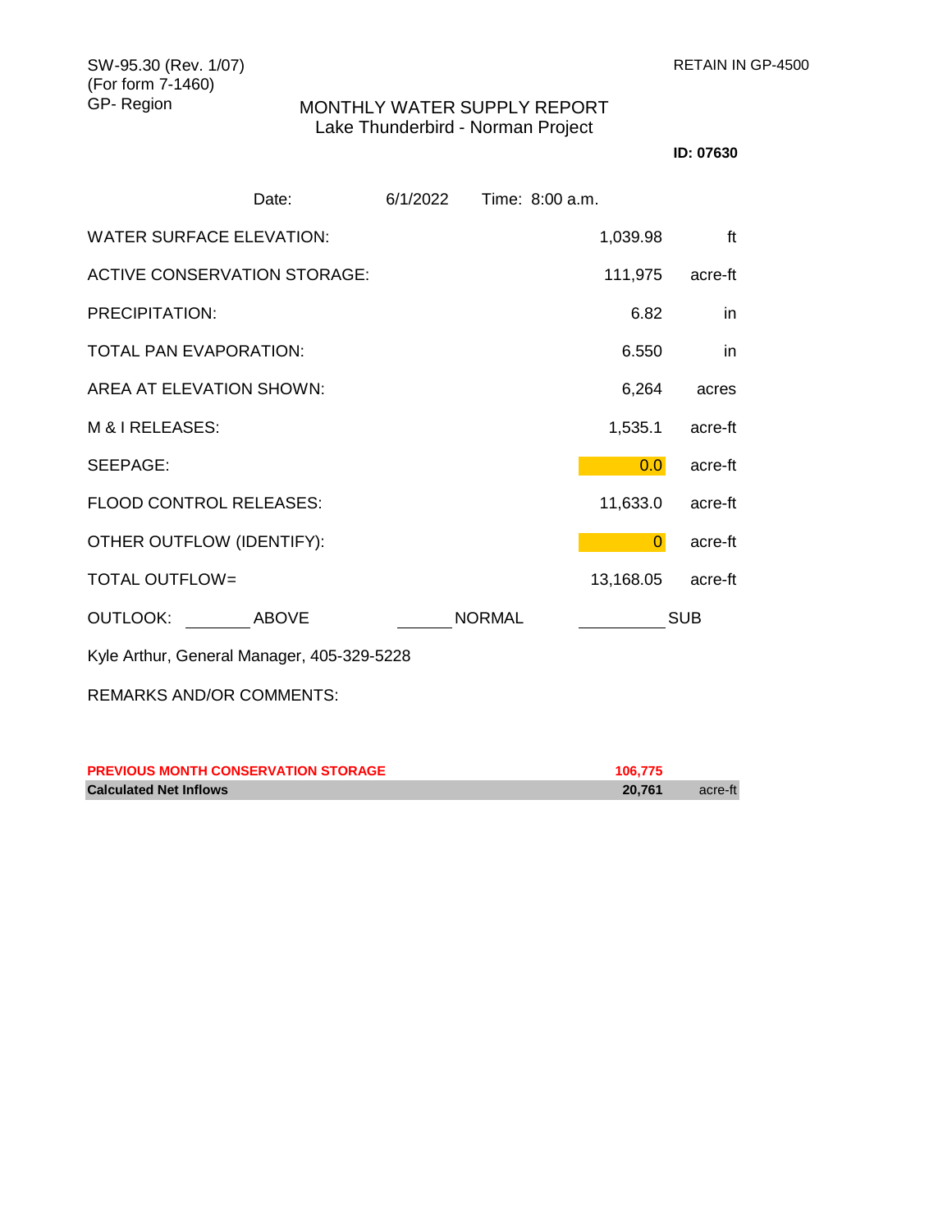SW-95.30 (Rev. 1/07)
(For form 7-1460)
GP- Region

RETAIN IN GP-4500

# MONTHLY WATER SUPPLY REPORT
## Lake Thunderbird - Norman Project

**ID: 07630**

Date: 6/1/2022 Time: 8:00 a.m.

| | | |
|---|---|---|
| WATER SURFACE ELEVATION: | 1,039.98 | ft |
| ACTIVE CONSERVATION STORAGE: | 111,975 | acre-ft |
| PRECIPITATION: | 6.82 | in |
| TOTAL PAN EVAPORATION: | 6.550 | in |
| AREA AT ELEVATION SHOWN: | 6,264 | acres |
| M & I RELEASES: | 1,535.1 | acre-ft |
| SEEPAGE: | 0.0 | acre-ft |
| FLOOD CONTROL RELEASES: | 11,633.0 | acre-ft |
| OTHER OUTFLOW (IDENTIFY): | 0 | acre-ft |
| TOTAL OUTFLOW= | 13,168.05 | acre-ft |

OUTLOOK: _______ ABOVE _______ NORMAL _______ SUB

Kyle Arthur, General Manager, 405-329-5228

REMARKS AND/OR COMMENTS:

| | | |
|---|---|---|
| **PREVIOUS MONTH CONSERVATION STORAGE** | **106,775** | |
| **Calculated Net Inflows** | **20,761** | acre-ft |